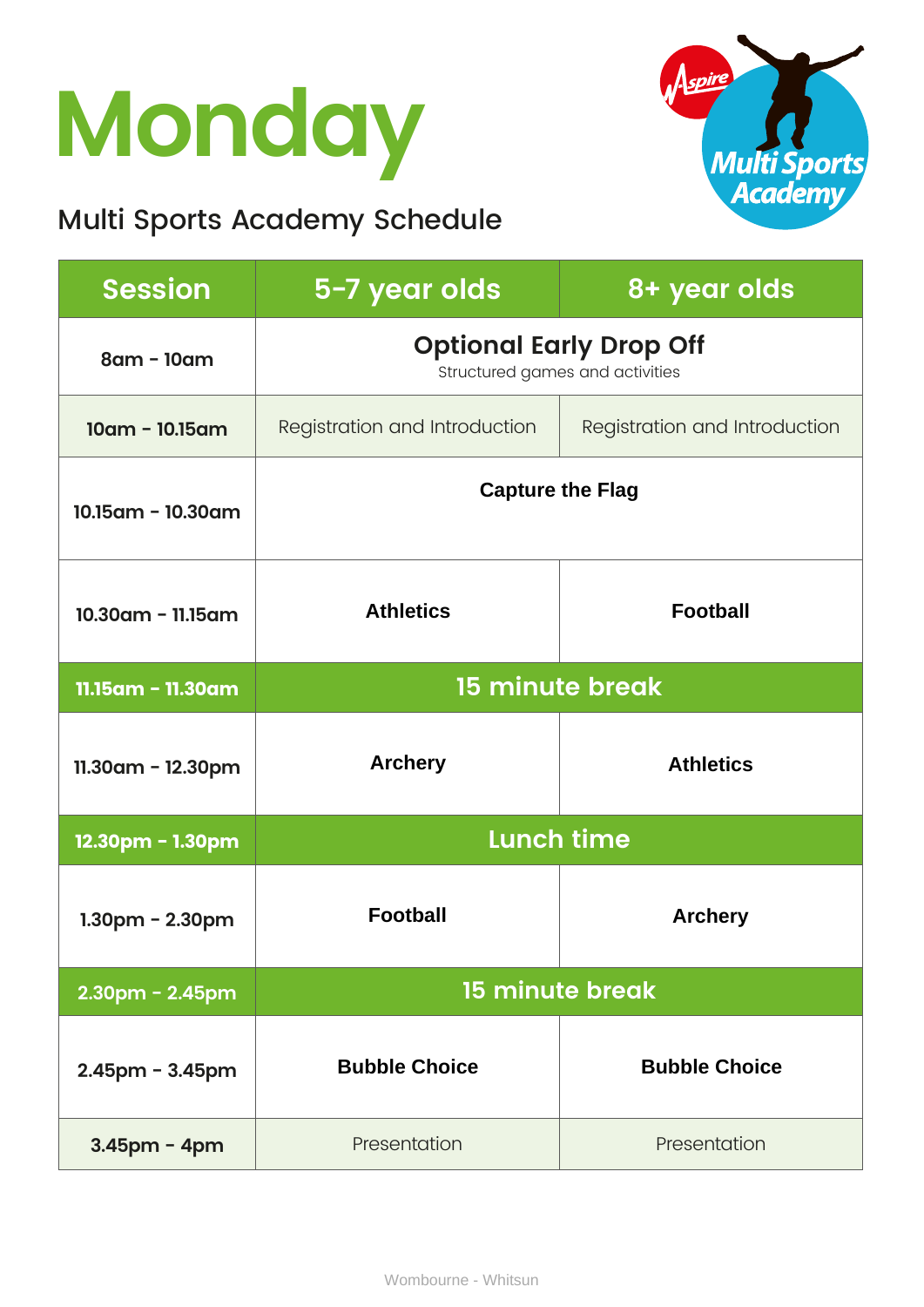# Monday

## Multi Sports Academy Schedule

| Session | 5-7 year olds | 8+ year olds |
|---|---|---|
| 8am - 10am | **Optional Early Drop Off** Structured games and activities | |
| 10am - 10.15am | Registration and Introduction | Registration and Introduction |
| 10.15am - 10.30am | **Capture the Flag** | |
| 10.30am - 11.15am | **Athletics** | **Football** |
| 11.15am - 11.30am | **15 minute break** | |
| 11.30am - 12.30pm | **Archery** | **Athletics** |
| 12.30pm - 1.30pm | **Lunch time** | |
| 1.30pm - 2.30pm | **Football** | **Archery** |
| 2.30pm - 2.45pm | **15 minute break** | |
| 2.45pm - 3.45pm | **Bubble Choice** | **Bubble Choice** |
| 3.45pm - 4pm | Presentation | Presentation |

Wombourne - Whitsun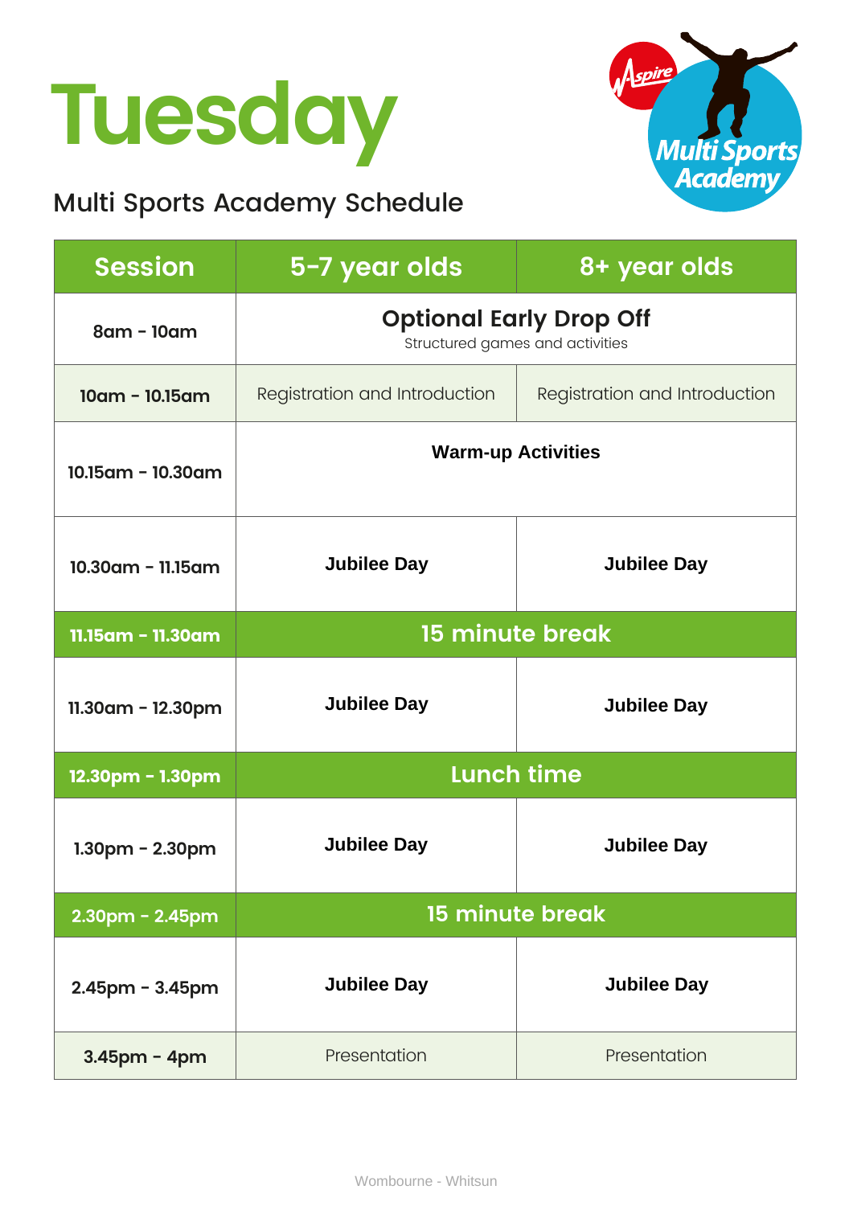# Tuesday

## Multi Sports Academy Schedule

| Session | 5-7 year olds | 8+ year olds |
|---|---|---|
| 8am - 10am | **Optional Early Drop Off** Structured games and activities | |
| 10am - 10.15am | Registration and Introduction | Registration and Introduction |
| 10.15am - 10.30am | **Warm-up Activities** | |
| 10.30am - 11.15am | **Jubilee Day** | **Jubilee Day** |
| 11.15am - 11.30am | **15 minute break** | |
| 11.30am - 12.30pm | **Jubilee Day** | **Jubilee Day** |
| 12.30pm - 1.30pm | **Lunch time** | |
| 1.30pm - 2.30pm | **Jubilee Day** | **Jubilee Day** |
| 2.30pm - 2.45pm | **15 minute break** | |
| 2.45pm - 3.45pm | **Jubilee Day** | **Jubilee Day** |
| 3.45pm - 4pm | Presentation | Presentation |

Wombourne - Whitsun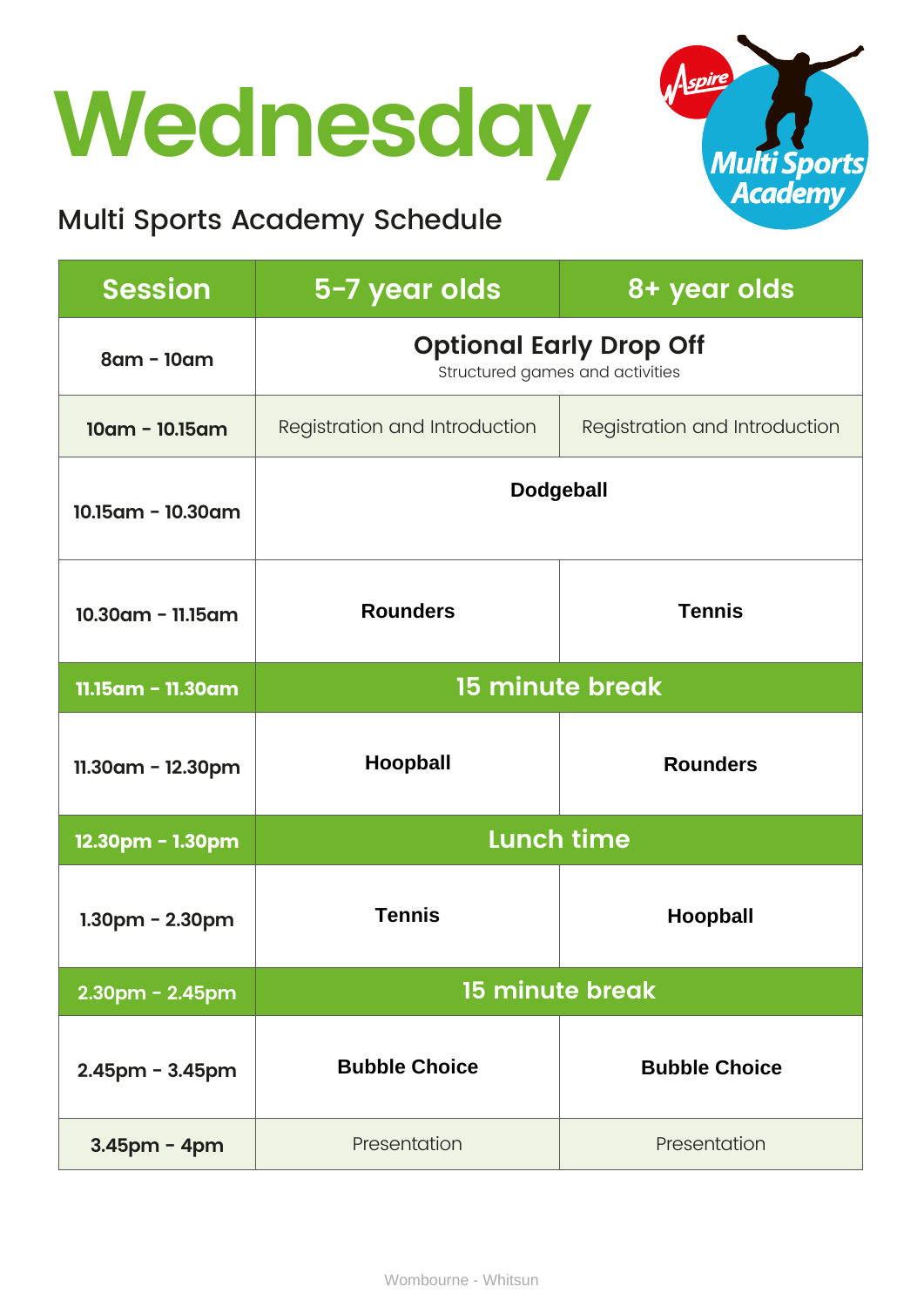# Wednesday

## Multi Sports Academy Schedule

| Session | 5-7 year olds | 8+ year olds |
| --- | --- | --- |
| 8am - 10am | **Optional Early Drop Off** Structured games and activities | |
| 10am - 10.15am | Registration and Introduction | Registration and Introduction |
| 10.15am - 10.30am | **Dodgeball** | |
| 10.30am - 11.15am | **Rounders** | **Tennis** |
| 11.15am - 11.30am | 15 minute break | |
| 11.30am - 12.30pm | **Hoopball** | **Rounders** |
| 12.30pm - 1.30pm | Lunch time | |
| 1.30pm - 2.30pm | **Tennis** | **Hoopball** |
| 2.30pm - 2.45pm | 15 minute break | |
| 2.45pm - 3.45pm | **Bubble Choice** | **Bubble Choice** |
| 3.45pm - 4pm | Presentation | Presentation |

Wombourne - Whitsun